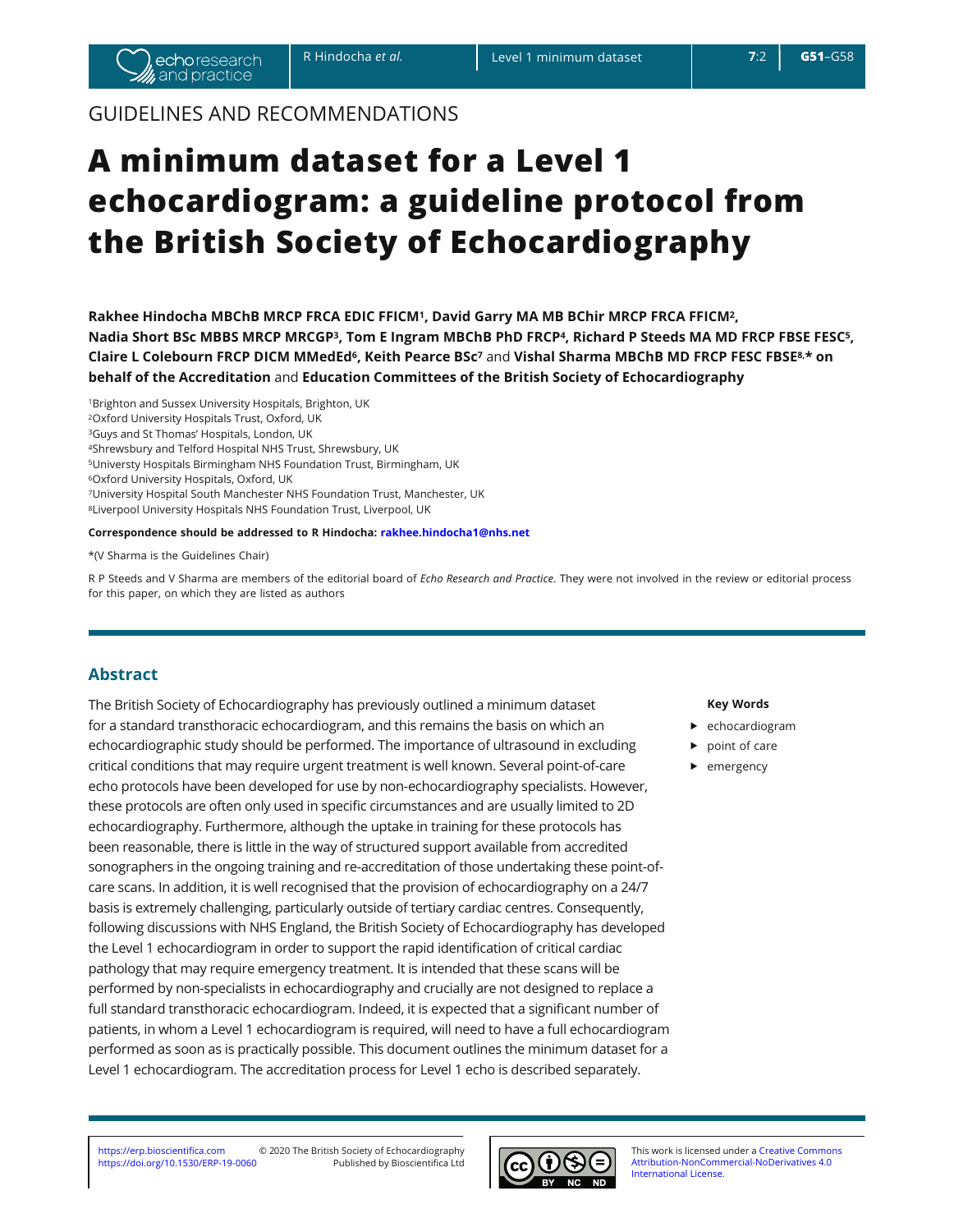GUIDELINES AND RECOMMENDATIONS

# A minimum dataset for a Level 1 echocardiogram: a guideline protocol from the British Society of Echocardiography

**Rakhee Hindocha MBChB MRCP FRCA EDIC FFICM[1], David Garry MA MB BChir MRCP FRCA FFICM[2], Nadia Short BSc MBBS MRCP MRCGP[3], Tom E Ingram MBChB PhD FRCP[4], Richard P Steeds MA MD FRCP FBSE FESC[5], Claire L Colebourn FRCP DICM MMedEd[6], Keith Pearce BSc[7]** and **Vishal Sharma MBChB MD FRCP FESC FBSE[8,]* on behalf of the Accreditation** and **Education Committees of the British Society of Echocardiography**

[1]Brighton and Sussex University Hospitals, Brighton, UK
[2]Oxford University Hospitals Trust, Oxford, UK
[3]Guys and St Thomas' Hospitals, London, UK
[4]Shrewsbury and Telford Hospital NHS Trust, Shrewsbury, UK
[5]Universty Hospitals Birmingham NHS Foundation Trust, Birmingham, UK
[6]Oxford University Hospitals, Oxford, UK
[7]University Hospital South Manchester NHS Foundation Trust, Manchester, UK
[8]Liverpool University Hospitals NHS Foundation Trust, Liverpool, UK

**Correspondence should be addressed to R Hindocha:** rakhee.hindocha1@nhs.net

*(V Sharma is the Guidelines Chair)

R P Steeds and V Sharma are members of the editorial board of *Echo Research and Practice*. They were not involved in the review or editorial process for this paper, on which they are listed as authors

## Abstract

The British Society of Echocardiography has previously outlined a minimum dataset for a standard transthoracic echocardiogram, and this remains the basis on which an echocardiographic study should be performed. The importance of ultrasound in excluding critical conditions that may require urgent treatment is well known. Several point-of-care echo protocols have been developed for use by non-echocardiography specialists. However, these protocols are often only used in specific circumstances and are usually limited to 2D echocardiography. Furthermore, although the uptake in training for these protocols has been reasonable, there is little in the way of structured support available from accredited sonographers in the ongoing training and re-accreditation of those undertaking these point-of-care scans. In addition, it is well recognised that the provision of echocardiography on a 24/7 basis is extremely challenging, particularly outside of tertiary cardiac centres. Consequently, following discussions with NHS England, the British Society of Echocardiography has developed the Level 1 echocardiogram in order to support the rapid identification of critical cardiac pathology that may require emergency treatment. It is intended that these scans will be performed by non-specialists in echocardiography and crucially are not designed to replace a full standard transthoracic echocardiogram. Indeed, it is expected that a significant number of patients, in whom a Level 1 echocardiogram is required, will need to have a full echocardiogram performed as soon as is practically possible. This document outlines the minimum dataset for a Level 1 echocardiogram. The accreditation process for Level 1 echo is described separately.

**Key Words**

- echocardiogram
- point of care
- emergency

https://erp.bioscientifica.com
https://doi.org/10.1530/ERP-19-0060

© 2020 The British Society of Echocardiography
Published by Bioscientifica Ltd

This work is licensed under a Creative Commons Attribution-NonCommercial-NoDerivatives 4.0 International License.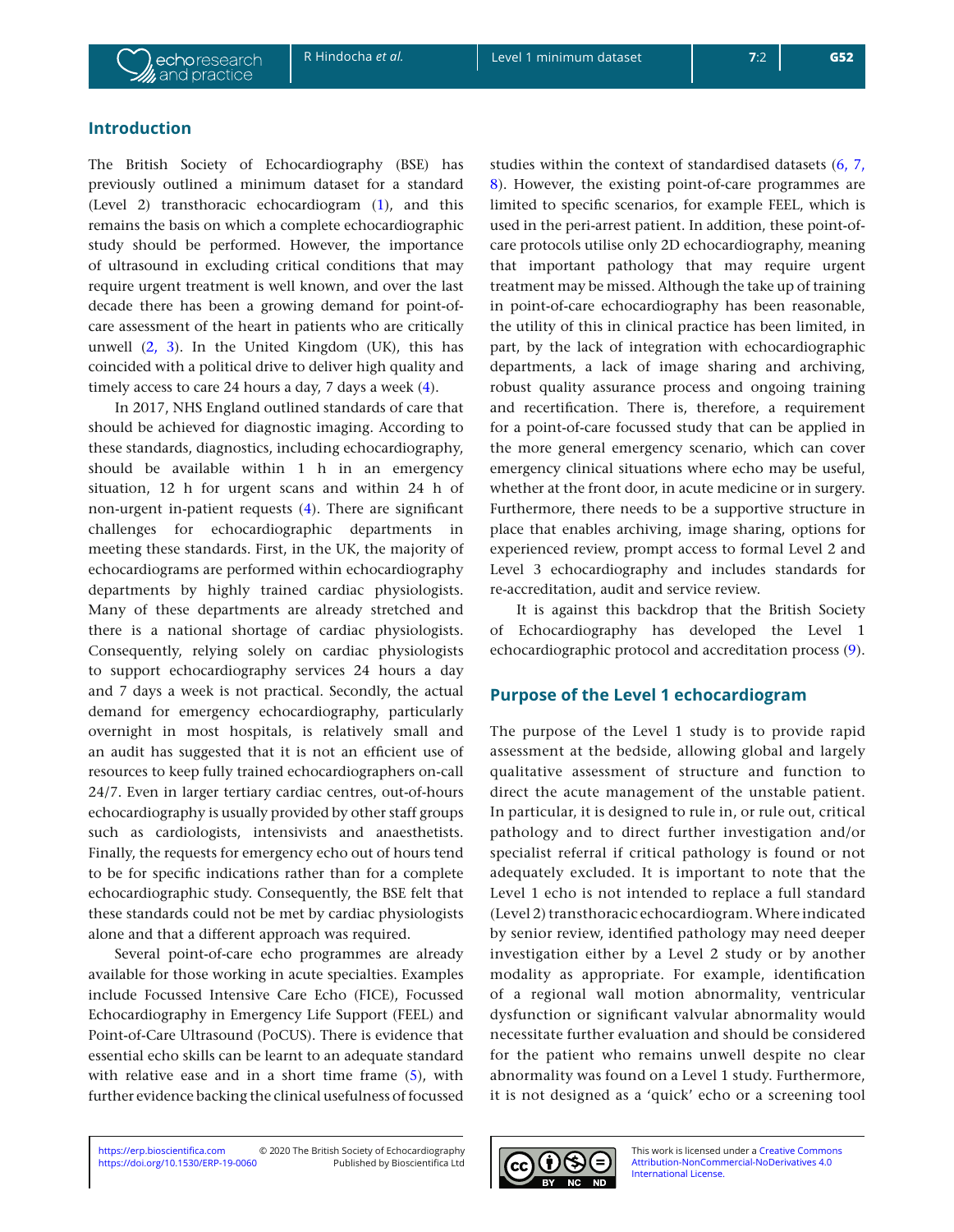## Introduction

The British Society of Echocardiography (BSE) has previously outlined a minimum dataset for a standard (Level 2) transthoracic echocardiogram (1), and this remains the basis on which a complete echocardiographic study should be performed. However, the importance of ultrasound in excluding critical conditions that may require urgent treatment is well known, and over the last decade there has been a growing demand for point-of-care assessment of the heart in patients who are critically unwell (2, 3). In the United Kingdom (UK), this has coincided with a political drive to deliver high quality and timely access to care 24 hours a day, 7 days a week (4).

In 2017, NHS England outlined standards of care that should be achieved for diagnostic imaging. According to these standards, diagnostics, including echocardiography, should be available within 1 h in an emergency situation, 12 h for urgent scans and within 24 h of non-urgent in-patient requests (4). There are significant challenges for echocardiographic departments in meeting these standards. First, in the UK, the majority of echocardiograms are performed within echocardiography departments by highly trained cardiac physiologists. Many of these departments are already stretched and there is a national shortage of cardiac physiologists. Consequently, relying solely on cardiac physiologists to support echocardiography services 24 hours a day and 7 days a week is not practical. Secondly, the actual demand for emergency echocardiography, particularly overnight in most hospitals, is relatively small and an audit has suggested that it is not an efficient use of resources to keep fully trained echocardiographers on-call 24/7. Even in larger tertiary cardiac centres, out-of-hours echocardiography is usually provided by other staff groups such as cardiologists, intensivists and anaesthetists. Finally, the requests for emergency echo out of hours tend to be for specific indications rather than for a complete echocardiographic study. Consequently, the BSE felt that these standards could not be met by cardiac physiologists alone and that a different approach was required.

Several point-of-care echo programmes are already available for those working in acute specialties. Examples include Focussed Intensive Care Echo (FICE), Focussed Echocardiography in Emergency Life Support (FEEL) and Point-of-Care Ultrasound (PoCUS). There is evidence that essential echo skills can be learnt to an adequate standard with relative ease and in a short time frame (5), with further evidence backing the clinical usefulness of focussed studies within the context of standardised datasets (6, 7, 8). However, the existing point-of-care programmes are limited to specific scenarios, for example FEEL, which is used in the peri-arrest patient. In addition, these point-of-care protocols utilise only 2D echocardiography, meaning that important pathology that may require urgent treatment may be missed. Although the take up of training in point-of-care echocardiography has been reasonable, the utility of this in clinical practice has been limited, in part, by the lack of integration with echocardiographic departments, a lack of image sharing and archiving, robust quality assurance process and ongoing training and recertification. There is, therefore, a requirement for a point-of-care focussed study that can be applied in the more general emergency scenario, which can cover emergency clinical situations where echo may be useful, whether at the front door, in acute medicine or in surgery. Furthermore, there needs to be a supportive structure in place that enables archiving, image sharing, options for experienced review, prompt access to formal Level 2 and Level 3 echocardiography and includes standards for re-accreditation, audit and service review.

It is against this backdrop that the British Society of Echocardiography has developed the Level 1 echocardiographic protocol and accreditation process (9).

## Purpose of the Level 1 echocardiogram

The purpose of the Level 1 study is to provide rapid assessment at the bedside, allowing global and largely qualitative assessment of structure and function to direct the acute management of the unstable patient. In particular, it is designed to rule in, or rule out, critical pathology and to direct further investigation and/or specialist referral if critical pathology is found or not adequately excluded. It is important to note that the Level 1 echo is not intended to replace a full standard (Level 2) transthoracic echocardiogram. Where indicated by senior review, identified pathology may need deeper investigation either by a Level 2 study or by another modality as appropriate. For example, identification of a regional wall motion abnormality, ventricular dysfunction or significant valvular abnormality would necessitate further evaluation and should be considered for the patient who remains unwell despite no clear abnormality was found on a Level 1 study. Furthermore, it is not designed as a 'quick' echo or a screening tool

https://erp.bioscientifica.com
https://doi.org/10.1530/ERP-19-0060

© 2020 The British Society of Echocardiography
Published by Bioscientifica Ltd

This work is licensed under a Creative Commons Attribution-NonCommercial-NoDerivatives 4.0 International License.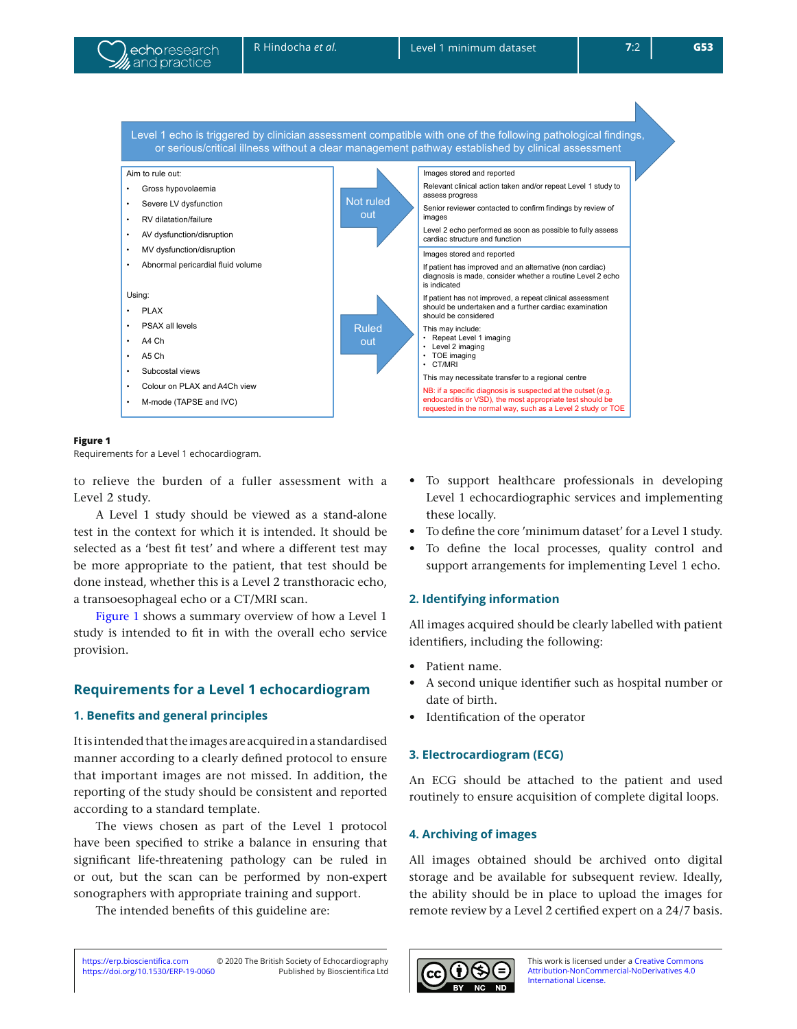Level 1 echo is triggered by clinician assessment compatible with one of the following pathological findings, or serious/critical illness without a clear management pathway established by clinical assessment

Aim to rule out:

- Gross hypovolaemia
- Severe LV dysfunction
- RV dilatation/failure
- AV dysfunction/disruption
- MV dysfunction/disruption
- Abnormal pericardial fluid volume

Using:

- PLAX
- PSAX all levels
- A4 Ch
- A5 Ch
- Subcostal views
- Colour on PLAX and A4Ch view
- M-mode (TAPSE and IVC)

**Not ruled out**

Images stored and reported

Relevant clinical action taken and/or repeat Level 1 study to assess progress

Senior reviewer contacted to confirm findings by review of images

Level 2 echo performed as soon as possible to fully assess cardiac structure and function

**Ruled out**

Images stored and reported

If patient has improved and an alternative (non cardiac) diagnosis is made, consider whether a routine Level 2 echo is indicated

If patient has not improved, a repeat clinical assessment should be undertaken and a further cardiac examination should be considered

This may include:

- Repeat Level 1 imaging
- Level 2 imaging
- TOE imaging
- CT/MRI

This may necessitate transfer to a regional centre

NB: if a specific diagnosis is suspected at the outset (e.g. endocarditis or VSD), the most appropriate test should be requested in the normal way, such as a Level 2 study or TOE

**Figure 1**
Requirements for a Level 1 echocardiogram.

to relieve the burden of a fuller assessment with a Level 2 study.

A Level 1 study should be viewed as a stand-alone test in the context for which it is intended. It should be selected as a 'best fit test' and where a different test may be more appropriate to the patient, that test should be done instead, whether this is a Level 2 transthoracic echo, a transoesophageal echo or a CT/MRI scan.

Figure 1 shows a summary overview of how a Level 1 study is intended to fit in with the overall echo service provision.

## Requirements for a Level 1 echocardiogram

### 1. Benefits and general principles

It is intended that the images are acquired in a standardised manner according to a clearly defined protocol to ensure that important images are not missed. In addition, the reporting of the study should be consistent and reported according to a standard template.

The views chosen as part of the Level 1 protocol have been specified to strike a balance in ensuring that significant life-threatening pathology can be ruled in or out, but the scan can be performed by non-expert sonographers with appropriate training and support.

The intended benefits of this guideline are:

- To support healthcare professionals in developing Level 1 echocardiographic services and implementing these locally.
- To define the core 'minimum dataset' for a Level 1 study.
- To define the local processes, quality control and support arrangements for implementing Level 1 echo.

### 2. Identifying information

All images acquired should be clearly labelled with patient identifiers, including the following:

- Patient name.
- A second unique identifier such as hospital number or date of birth.
- Identification of the operator

### 3. Electrocardiogram (ECG)

An ECG should be attached to the patient and used routinely to ensure acquisition of complete digital loops.

### 4. Archiving of images

All images obtained should be archived onto digital storage and be available for subsequent review. Ideally, the ability should be in place to upload the images for remote review by a Level 2 certified expert on a 24/7 basis.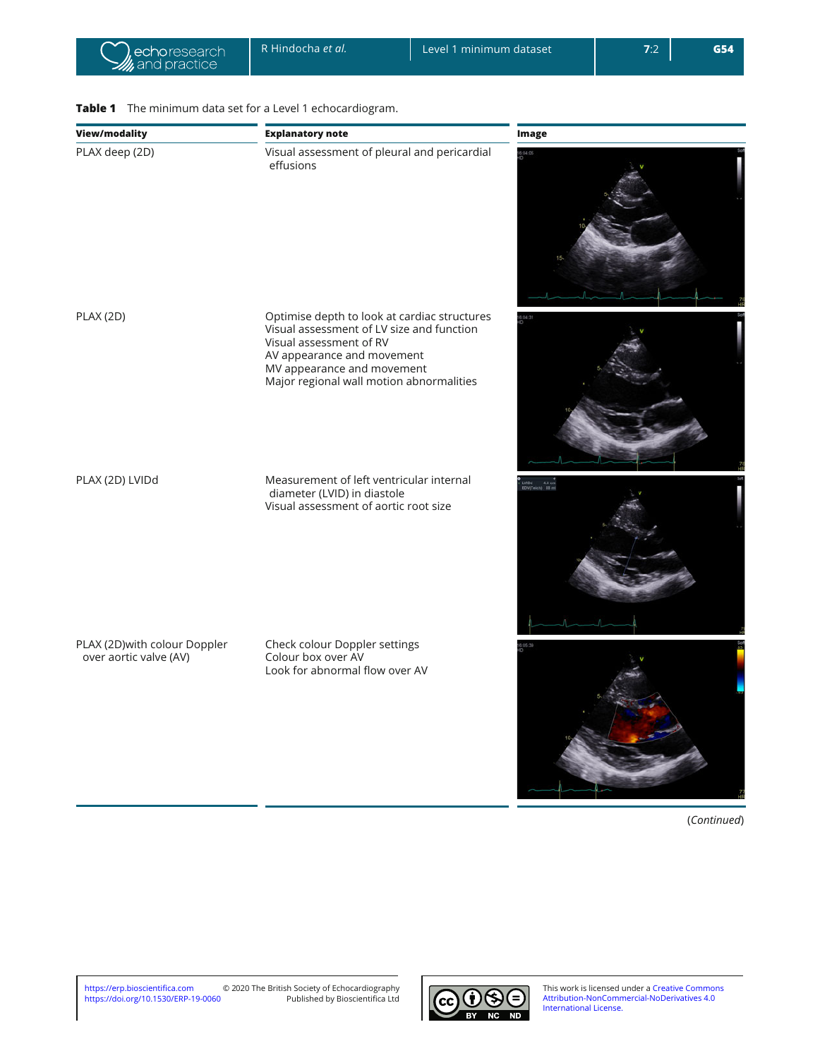**Table 1** The minimum data set for a Level 1 echocardiogram.

| View/modality | Explanatory note | Image |
|---|---|---|
| PLAX deep (2D) | Visual assessment of pleural and pericardial effusions | |
| PLAX (2D) | Optimise depth to look at cardiac structures<br>Visual assessment of LV size and function<br>Visual assessment of RV<br>AV appearance and movement<br>MV appearance and movement<br>Major regional wall motion abnormalities | |
| PLAX (2D) LVIDd | Measurement of left ventricular internal diameter (LVID) in diastole<br>Visual assessment of aortic root size | |
| PLAX (2D)with colour Doppler over aortic valve (AV) | Check colour Doppler settings<br>Colour box over AV<br>Look for abnormal flow over AV | |

(*Continued*)

https://erp.bioscientifica.com
https://doi.org/10.1530/ERP-19-0060

© 2020 The British Society of Echocardiography
Published by Bioscientifica Ltd

This work is licensed under a Creative Commons Attribution-NonCommercial-NoDerivatives 4.0 International License.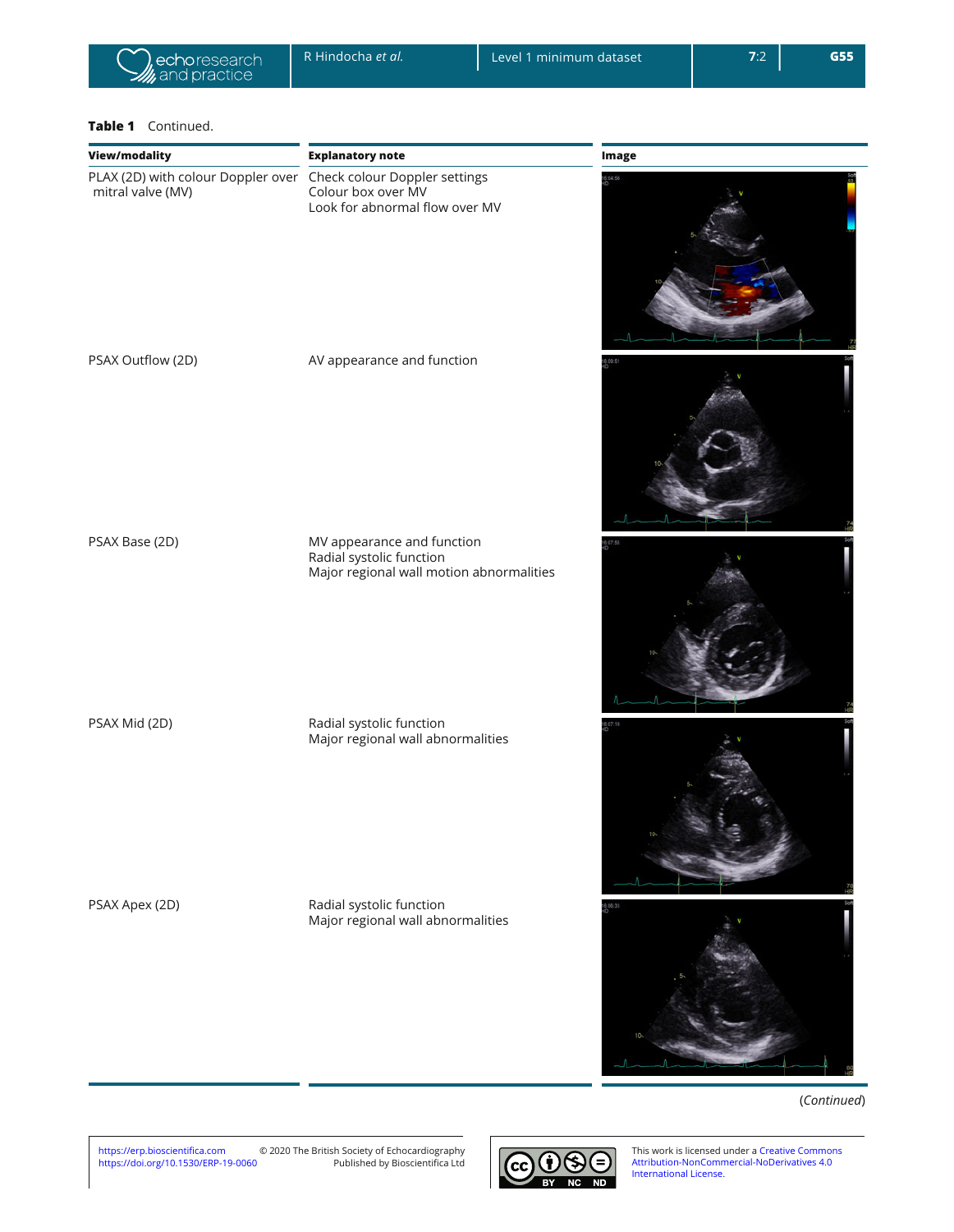**Table 1** Continued.

| View/modality | Explanatory note | Image |
|---|---|---|
| PLAX (2D) with colour Doppler over mitral valve (MV) | Check colour Doppler settings<br>Colour box over MV<br>Look for abnormal flow over MV | |
| PSAX Outflow (2D) | AV appearance and function | |
| PSAX Base (2D) | MV appearance and function<br>Radial systolic function<br>Major regional wall motion abnormalities | |
| PSAX Mid (2D) | Radial systolic function<br>Major regional wall abnormalities | |
| PSAX Apex (2D) | Radial systolic function<br>Major regional wall abnormalities | |

(*Continued*)

https://erp.bioscientifica.com
https://doi.org/10.1530/ERP-19-0060

© 2020 The British Society of Echocardiography
Published by Bioscientifica Ltd

This work is licensed under a Creative Commons Attribution-NonCommercial-NoDerivatives 4.0 International License.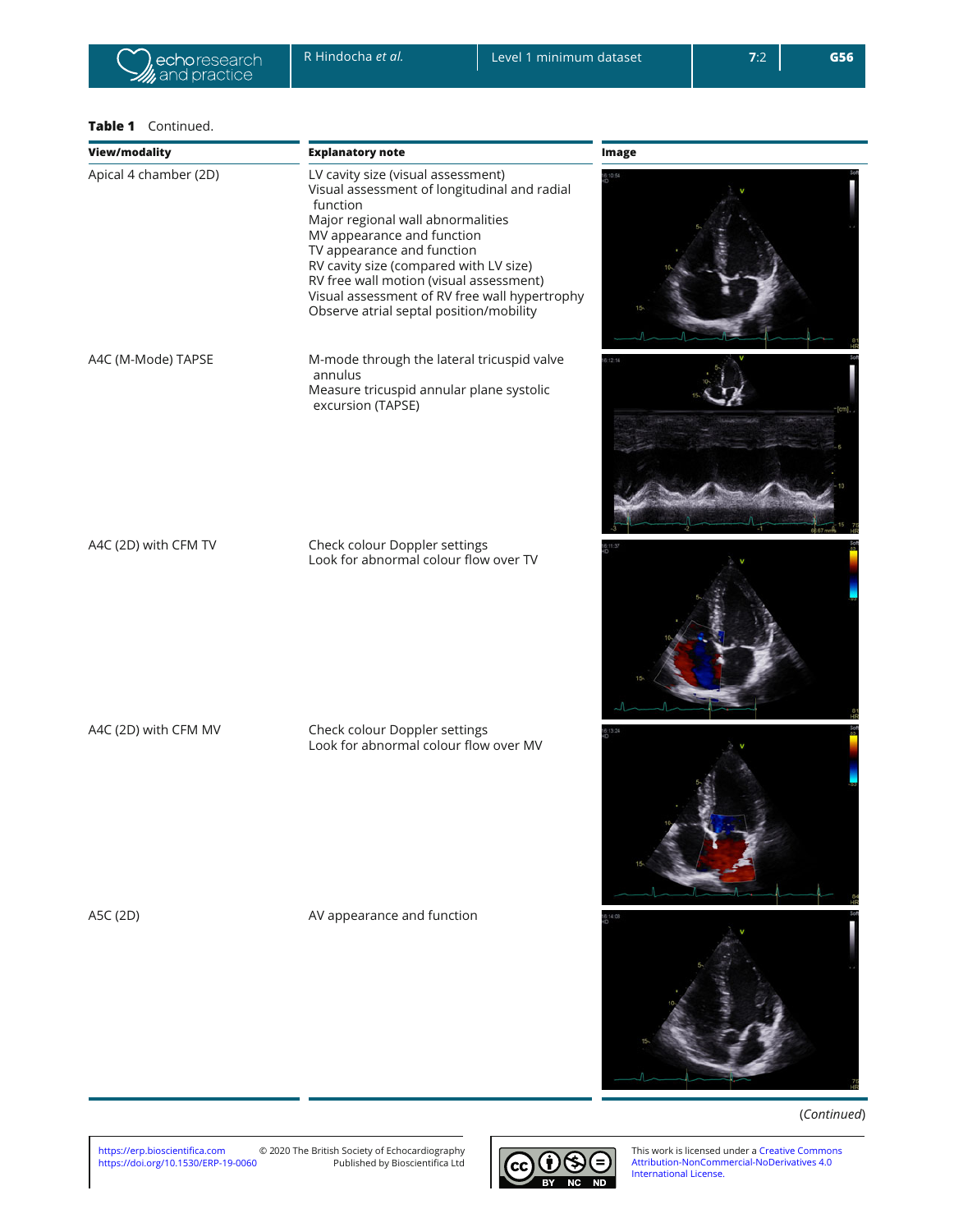**Table 1** Continued.

| View/modality | Explanatory note | Image |
|---|---|---|
| Apical 4 chamber (2D) | LV cavity size (visual assessment)<br>Visual assessment of longitudinal and radial function<br>Major regional wall abnormalities<br>MV appearance and function<br>TV appearance and function<br>RV cavity size (compared with LV size)<br>RV free wall motion (visual assessment)<br>Visual assessment of RV free wall hypertrophy<br>Observe atrial septal position/mobility | |
| A4C (M-Mode) TAPSE | M-mode through the lateral tricuspid valve annulus<br>Measure tricuspid annular plane systolic excursion (TAPSE) | |
| A4C (2D) with CFM TV | Check colour Doppler settings<br>Look for abnormal colour flow over TV | |
| A4C (2D) with CFM MV | Check colour Doppler settings<br>Look for abnormal colour flow over MV | |
| A5C (2D) | AV appearance and function | |

(*Continued*)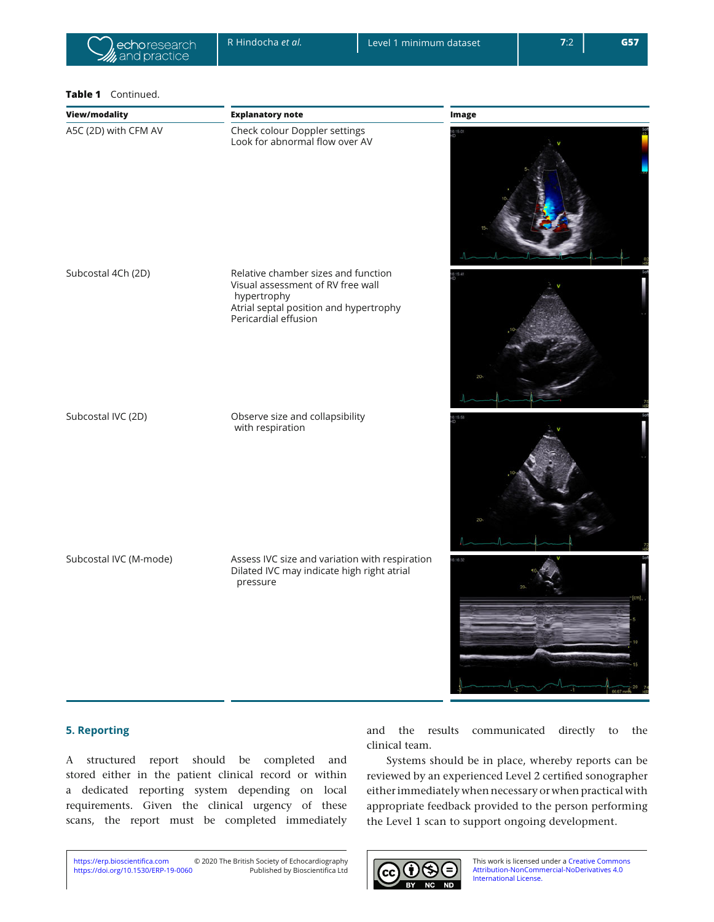**Table 1** Continued.

| View/modality | Explanatory note | Image |
|---|---|---|
| A5C (2D) with CFM AV | Check colour Doppler settings<br>Look for abnormal flow over AV | |
| Subcostal 4Ch (2D) | Relative chamber sizes and function<br>Visual assessment of RV free wall hypertrophy<br>Atrial septal position and hypertrophy<br>Pericardial effusion | |
| Subcostal IVC (2D) | Observe size and collapsibility with respiration | |
| Subcostal IVC (M-mode) | Assess IVC size and variation with respiration<br>Dilated IVC may indicate high right atrial pressure | |

## 5. Reporting

A structured report should be completed and stored either in the patient clinical record or within a dedicated reporting system depending on local requirements. Given the clinical urgency of these scans, the report must be completed immediately and the results communicated directly to the clinical team.

Systems should be in place, whereby reports can be reviewed by an experienced Level 2 certified sonographer either immediately when necessary or when practical with appropriate feedback provided to the person performing the Level 1 scan to support ongoing development.

https://erp.bioscientifica.com
https://doi.org/10.1530/ERP-19-0060

© 2020 The British Society of Echocardiography
Published by Bioscientifica Ltd

This work is licensed under a Creative Commons Attribution-NonCommercial-NoDerivatives 4.0 International License.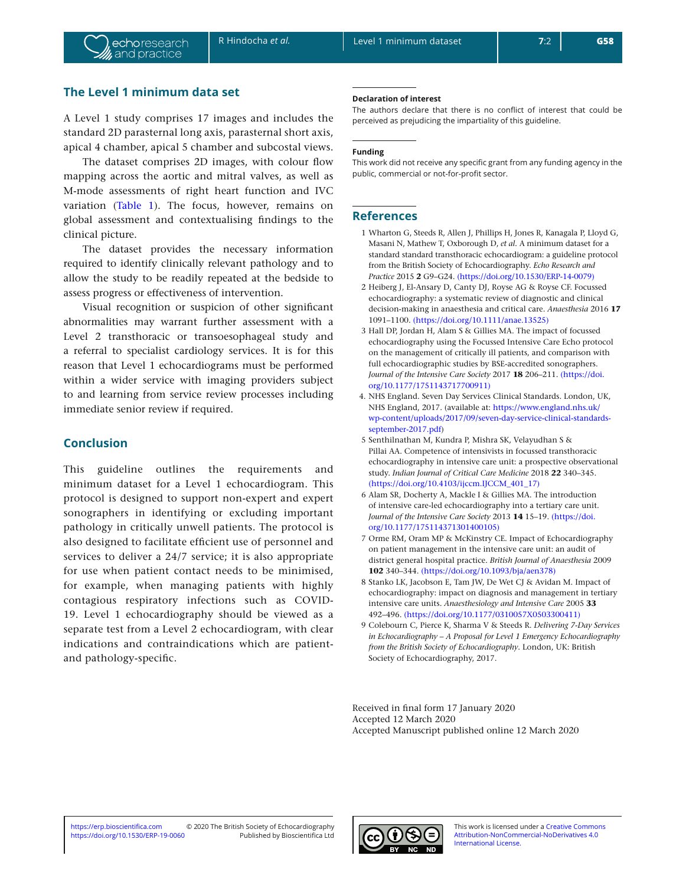## The Level 1 minimum data set

A Level 1 study comprises 17 images and includes the standard 2D parasternal long axis, parasternal short axis, apical 4 chamber, apical 5 chamber and subcostal views.

The dataset comprises 2D images, with colour flow mapping across the aortic and mitral valves, as well as M-mode assessments of right heart function and IVC variation (Table 1). The focus, however, remains on global assessment and contextualising findings to the clinical picture.

The dataset provides the necessary information required to identify clinically relevant pathology and to allow the study to be readily repeated at the bedside to assess progress or effectiveness of intervention.

Visual recognition or suspicion of other significant abnormalities may warrant further assessment with a Level 2 transthoracic or transoesophageal study and a referral to specialist cardiology services. It is for this reason that Level 1 echocardiograms must be performed within a wider service with imaging providers subject to and learning from service review processes including immediate senior review if required.

## Conclusion

This guideline outlines the requirements and minimum dataset for a Level 1 echocardiogram. This protocol is designed to support non-expert and expert sonographers in identifying or excluding important pathology in critically unwell patients. The protocol is also designed to facilitate efficient use of personnel and services to deliver a 24/7 service; it is also appropriate for use when patient contact needs to be minimised, for example, when managing patients with highly contagious respiratory infections such as COVID-19. Level 1 echocardiography should be viewed as a separate test from a Level 2 echocardiogram, with clear indications and contraindications which are patient- and pathology-specific.

#### Declaration of interest

The authors declare that there is no conflict of interest that could be perceived as prejudicing the impartiality of this guideline.

#### Funding

This work did not receive any specific grant from any funding agency in the public, commercial or not-for-profit sector.

## References

1 Wharton G, Steeds R, Allen J, Phillips H, Jones R, Kanagala P, Lloyd G, Masani N, Mathew T, Oxborough D, *et al.* A minimum dataset for a standard standard transthoracic echocardiogram: a guideline protocol from the British Society of Echocardiography. *Echo Research and Practice* 2015 **2** G9–G24. (https://doi.org/10.1530/ERP-14-0079)

2 Heiberg J, El-Ansary D, Canty DJ, Royse AG & Royse CF. Focussed echocardiography: a systematic review of diagnostic and clinical decision-making in anaesthesia and critical care. *Anaesthesia* 2016 **17** 1091–1100. (https://doi.org/10.1111/anae.13525)

3 Hall DP, Jordan H, Alam S & Gillies MA. The impact of focussed echocardiography using the Focussed Intensive Care Echo protocol on the management of critically ill patients, and comparison with full echocardiographic studies by BSE-accredited sonographers. *Journal of the Intensive Care Society* 2017 **18** 206–211. (https://doi.org/10.1177/1751143717700911)

4\. NHS England. Seven Day Services Clinical Standards. London, UK, NHS England, 2017. (available at: https://www.england.nhs.uk/wp-content/uploads/2017/09/seven-day-service-clinical-standards-september-2017.pdf)

5 Senthilnathan M, Kundra P, Mishra SK, Velayudhan S & Pillai AA. Competence of intensivists in focussed transthoracic echocardiography in intensive care unit: a prospective observational study. *Indian Journal of Critical Care Medicine* 2018 **22** 340–345. (https://doi.org/10.4103/ijccm.IJCCM_401_17)

6 Alam SR, Docherty A, Mackle I & Gillies MA. The introduction of intensive care-led echocardiography into a tertiary care unit. *Journal of the Intensive Care Society* 2013 **14** 15–19. (https://doi.org/10.1177/175114371301400105)

7 Orme RM, Oram MP & McKinstry CE. Impact of Echocardiography on patient management in the intensive care unit: an audit of district general hospital practice. *British Journal of Anaesthesia* 2009 **102** 340–344. (https://doi.org/10.1093/bja/aen378)

8 Stanko LK, Jacobson E, Tam JW, De Wet CJ & Avidan M. Impact of echocardiography: impact on diagnosis and management in tertiary intensive care units. *Anaesthesiology and Intensive Care* 2005 **33** 492–496. (https://doi.org/10.1177/0310057X0503300411)

9 Colebourn C, Pierce K, Sharma V & Steeds R. *Delivering 7-Day Services in Echocardiography – A Proposal for Level 1 Emergency Echocardiography from the British Society of Echocardiography*. London, UK: British Society of Echocardiography, 2017.

Received in final form 17 January 2020
Accepted 12 March 2020
Accepted Manuscript published online 12 March 2020

https://erp.bioscientifica.com
https://doi.org/10.1530/ERP-19-0060

© 2020 The British Society of Echocardiography
Published by Bioscientifica Ltd

This work is licensed under a Creative Commons Attribution-NonCommercial-NoDerivatives 4.0 International License.